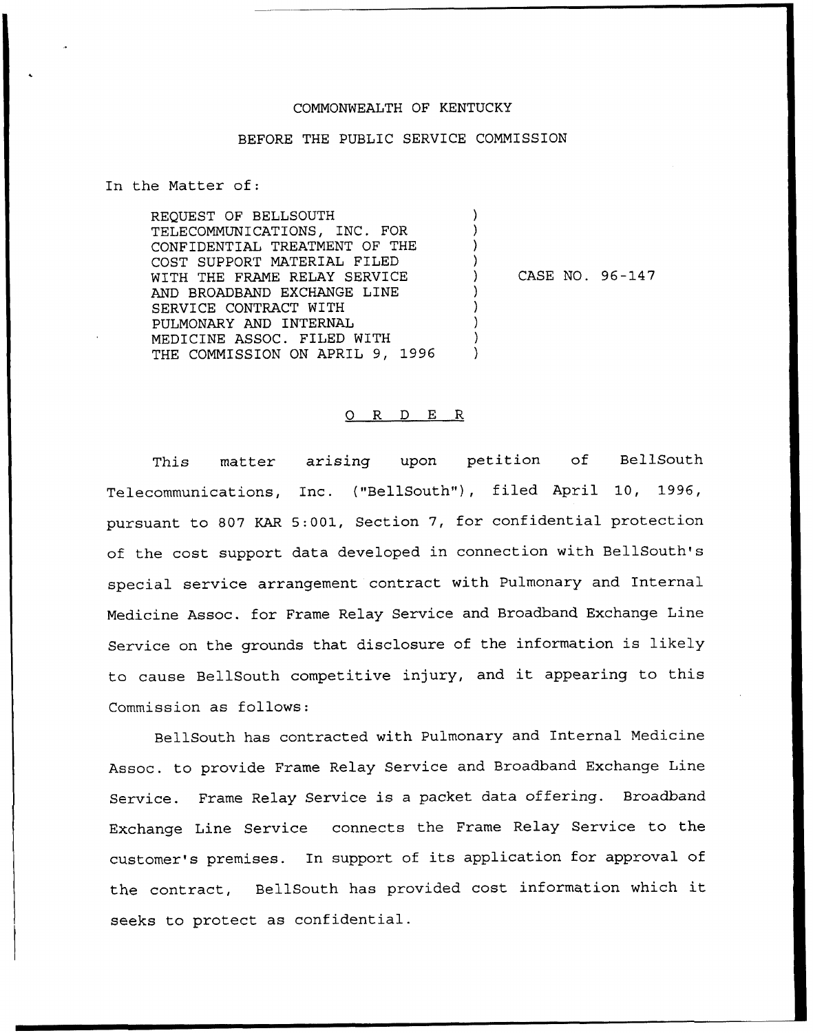COMMONWEALTH OF KENTUCKY

BEFORE THE PUBLIC SERVICE COMMISSION

In the Matter of:

| | | |
|---|---|---|
| REQUEST OF BELLSOUTH TELECOMMUNICATIONS, INC. FOR CONFIDENTIAL TREATMENT OF THE COST SUPPORT MATERIAL FILED WITH THE FRAME RELAY SERVICE AND BROADBAND EXCHANGE LINE SERVICE CONTRACT WITH PULMONARY AND INTERNAL MEDICINE ASSOC. FILED WITH THE COMMISSION ON APRIL 9, 1996 | ) | CASE NO. 96-147 |

## O R D E R

This matter arising upon petition of BellSouth Telecommunications, Inc. ("BellSouth"), filed April 10, 1996, pursuant to 807 KAR 5:001, Section 7, for confidential protection of the cost support data developed in connection with BellSouth's special service arrangement contract with Pulmonary and Internal Medicine Assoc. for Frame Relay Service and Broadband Exchange Line Service on the grounds that disclosure of the information is likely to cause BellSouth competitive injury, and it appearing to this Commission as follows:

BellSouth has contracted with Pulmonary and Internal Medicine Assoc. to provide Frame Relay Service and Broadband Exchange Line Service. Frame Relay Service is a packet data offering. Broadband Exchange Line Service connects the Frame Relay Service to the customer's premises. In support of its application for approval of the contract, BellSouth has provided cost information which it seeks to protect as confidential.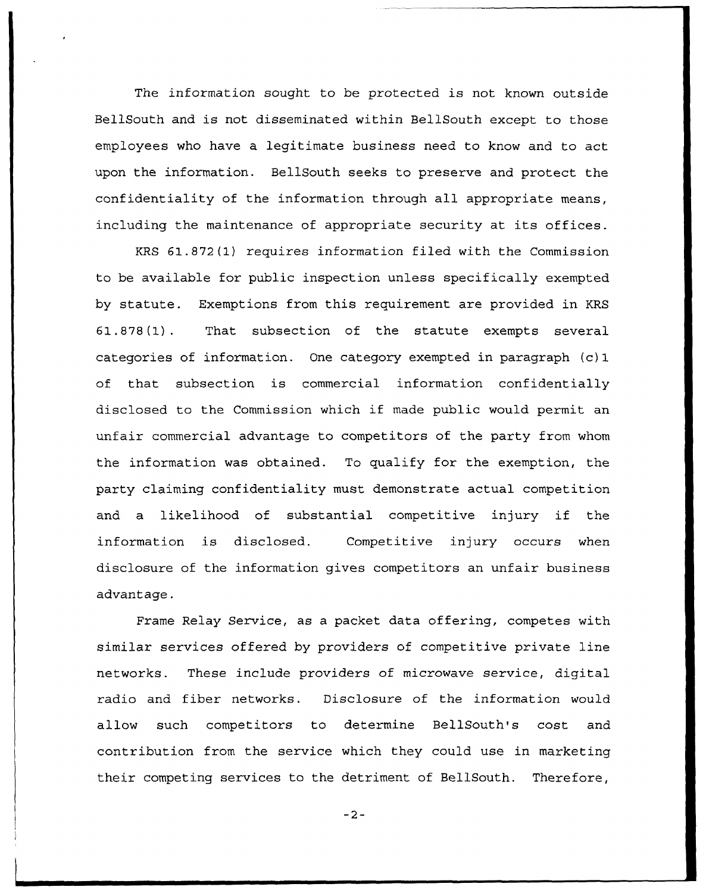The information sought to be protected is not known outside BellSouth and is not disseminated within BellSouth except to those employees who have a legitimate business need to know and to act upon the information. BellSouth seeks to preserve and protect the confidentiality of the information through all appropriate means, including the maintenance of appropriate security at its offices.

KRS 61.872(1) requires information filed with the Commission to be available for public inspection unless specifically exempted by statute. Exemptions from this requirement are provided in KRS 61.878(1). That subsection of the statute exempts several categories of information. One category exempted in paragraph (c)1 of that subsection is commercial information confidentially disclosed to the Commission which if made public would permit an unfair commercial advantage to competitors of the party from whom the information was obtained. To qualify for the exemption, the party claiming confidentiality must demonstrate actual competition and a likelihood of substantial competitive injury if the information is disclosed. Competitive injury occurs when disclosure of the information gives competitors an unfair business advantage.

Frame Relay Service, as a packet data offering, competes with similar services offered by providers of competitive private line networks. These include providers of microwave service, digital radio and fiber networks. Disclosure of the information would allow such competitors to determine BellSouth's cost and contribution from the service which they could use in marketing their competing services to the detriment of BellSouth. Therefore,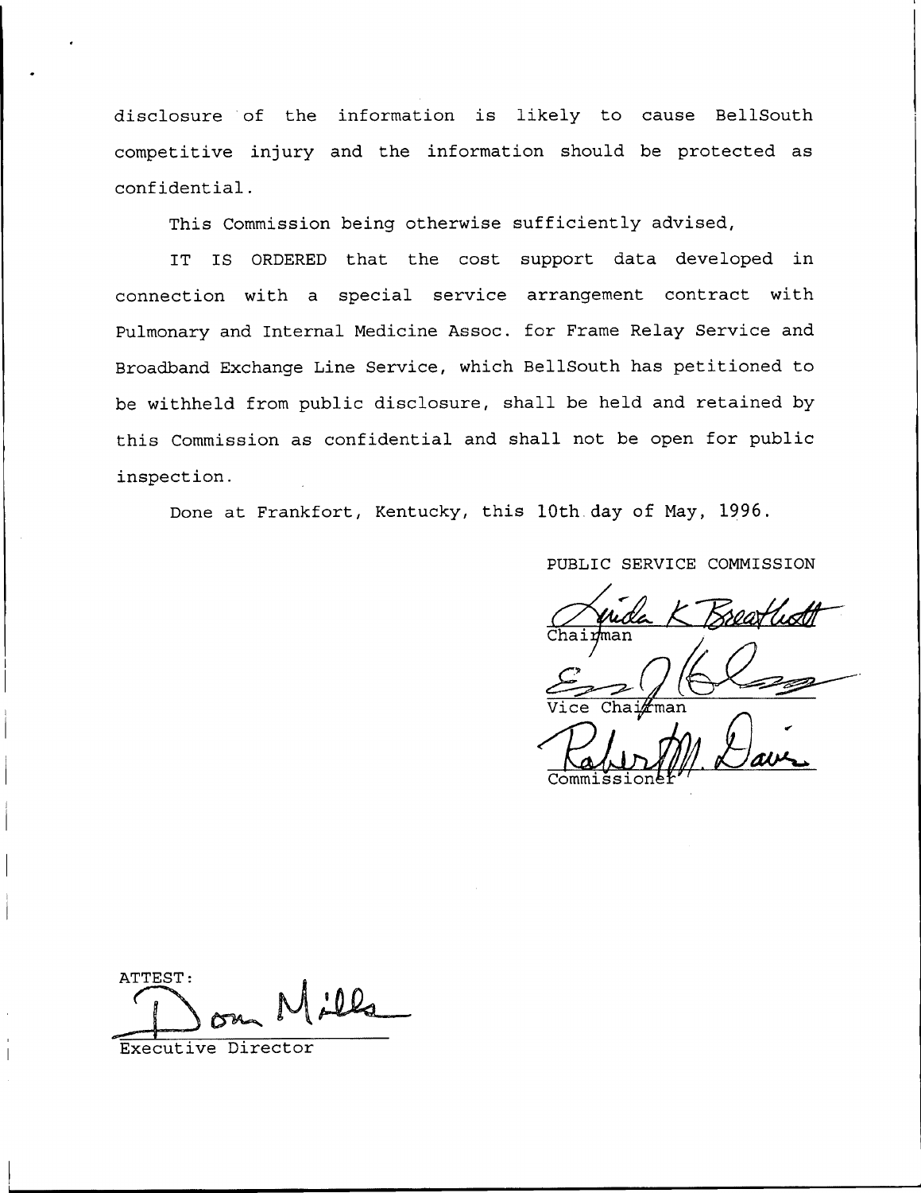disclosure of the information is likely to cause BellSouth competitive injury and the information should be protected as confidential.

This Commission being otherwise sufficiently advised,

IT IS ORDERED that the cost support data developed in connection with a special service arrangement contract with Pulmonary and Internal Medicine Assoc. for Frame Relay Service and Broadband Exchange Line Service, which BellSouth has petitioned to be withheld from public disclosure, shall be held and retained by this Commission as confidential and shall not be open for public inspection.

Done at Frankfort, Kentucky, this 10th day of May, 1996.

PUBLIC SERVICE COMMISSION

Linda K Breathitt
Chairman

Vice Chairman

Robert M. Davis
Commissioner

ATTEST:

Don Mills
Executive Director